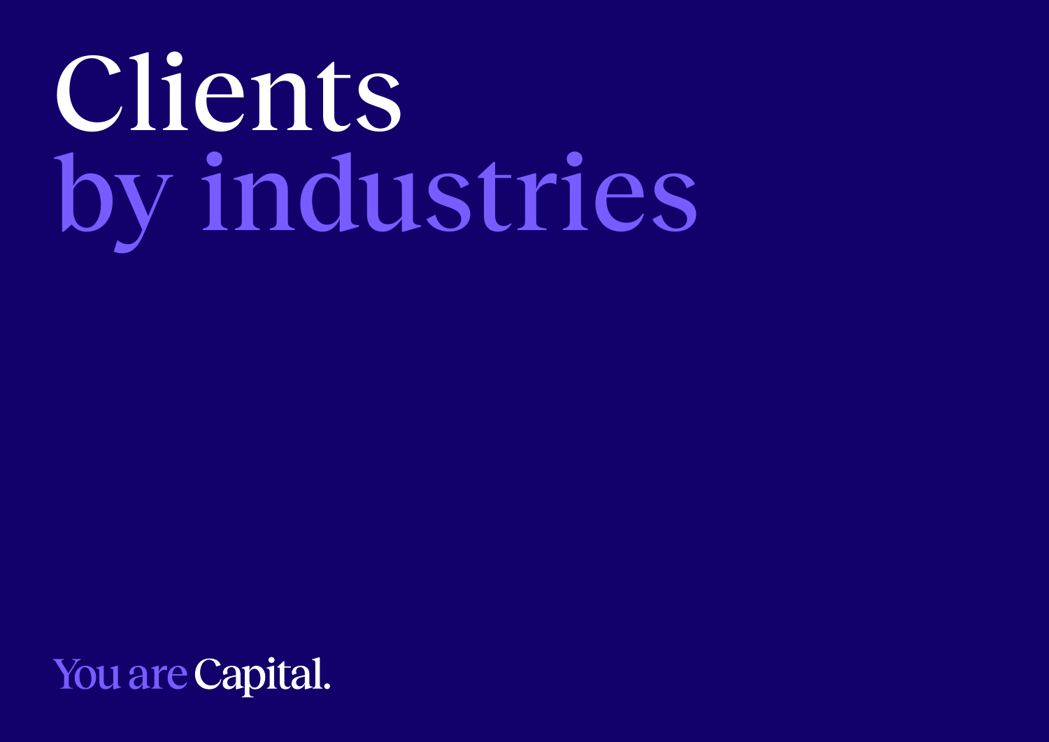# Clients by industries

You are Capital.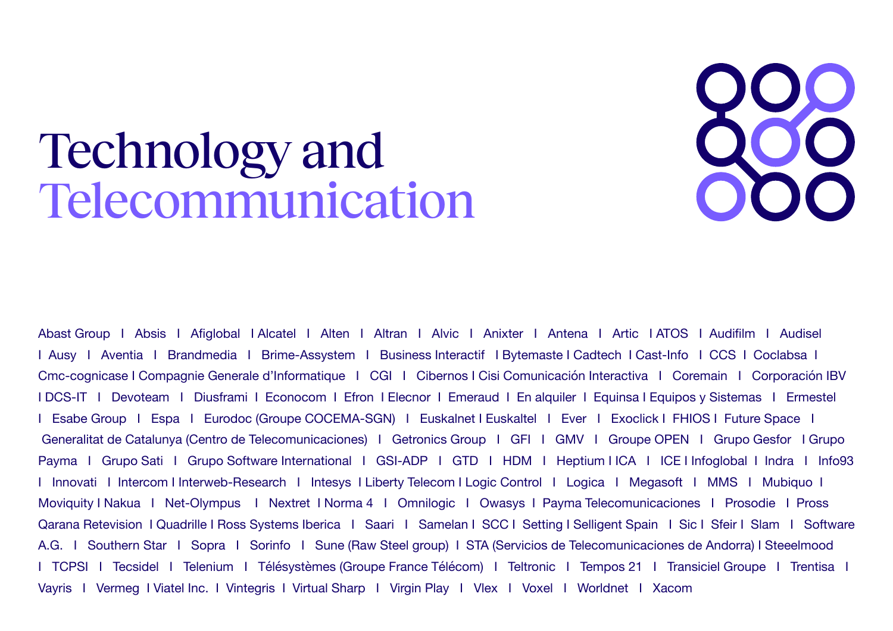# Technology and Telecommunication

Abast Group I Absis I Afiglobal I Alcatel I Alten I Altran I Alvic I Anixter I Antena I Artic I ATOS I Audifilm I Audisel I Ausy I Aventia I Brandmedia I Brime-Assystem I Business Interactif I Bytemaste I Cadtech I Cast-Info I CCS I Coclabsa I Cmc-cognicase I Compagnie Generale d'Informatique I CGI I Cibernos I Cisi Comunicación Interactiva I Coremain I Corporación IBV I DCS-IT I Devoteam I Diusframi I Econocom I Efron I Elecnor I Emeraud I En alquiler I Equinsa I Equipos y Sistemas I Ermestel I Esabe Group I Espa I Eurodoc (Groupe COCEMA-SGN) I Euskalnet I Euskaltel I Ever I Exoclick I FHIOS I Future Space I Generalitat de Catalunya (Centro de Telecomunicaciones) I Getronics Group I GFI I GMV I Groupe OPEN I Grupo Gesfor I Grupo Payma I Grupo Sati I Grupo Software International I GSI-ADP I GTD I HDM I Heptium I ICA I ICE I Infoglobal I Indra I Info93 I Innovati I Intercom I Interweb-Research I Intesys I Liberty Telecom I Logic Control I Logica I Megasoft I MMS I Mubiquo I Moviquity I Nakua I Net-Olympus I Nextret I Norma 4 I Omnilogic I Owasys I Payma Telecomunicaciones I Prosodie I Pross Qarana Retevision I Quadrille I Ross Systems Iberica I Saari I Samelan I SCC I Setting I Selligent Spain I Sic I Sfeir I Slam I Software A.G. I Southern Star I Sopra I Sorinfo I Sune (Raw Steel group) I STA (Servicios de Telecomunicaciones de Andorra) I Steelmood I TCPSI I Tecsidel I Telenium I Télésystèmes (Groupe France Télécom) I Teltronic I Tempos 21 I Transiciel Groupe I Trentisa I Vayris I Vermeg I Viatel Inc. I Vintegris I Virtual Sharp I Virgin Play I Vlex I Voxel I Worldnet I Xacom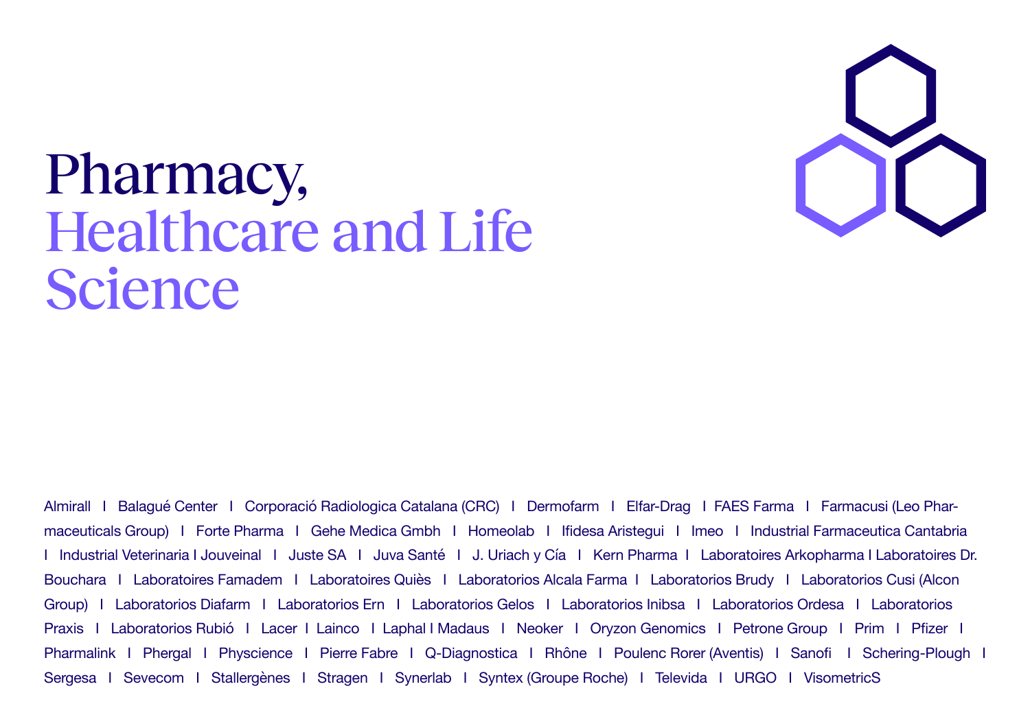# Pharmacy, Healthcare and Life Science

Almirall I Balagué Center I Corporació Radiologica Catalana (CRC) I Dermofarm I Elfar-Drag I FAES Farma I Farmacusi (Leo Pharmaceuticals Group) I Forte Pharma I Gehe Medica Gmbh I Homeolab I Ifidesa Aristegui I Imeo I Industrial Farmaceutica Cantabria I Industrial Veterinaria I Jouveinal I Juste SA I Juva Santé I J. Uriach y Cía I Kern Pharma I Laboratoires Arkopharma I Laboratoires Dr. Bouchara I Laboratoires Famadem I Laboratoires Quiès I Laboratorios Alcala Farma I Laboratorios Brudy I Laboratorios Cusi (Alcon Group) I Laboratorios Diafarm I Laboratorios Ern I Laboratorios Gelos I Laboratorios Inibsa I Laboratorios Ordesa I Laboratorios Praxis I Laboratorios Rubió I Lacer I Lainco I Laphal I Madaus I Neoker I Oryzon Genomics I Petrone Group I Prim I Pfizer I Pharmalink I Phergal I Physcience I Pierre Fabre I Q-Diagnostica I Rhône I Poulenc Rorer (Aventis) I Sanofi I Schering-Plough I Sergesa I Sevecom I Stallergènes I Stragen I Synerlab I Syntex (Groupe Roche) I Televida I URGO I VisometricS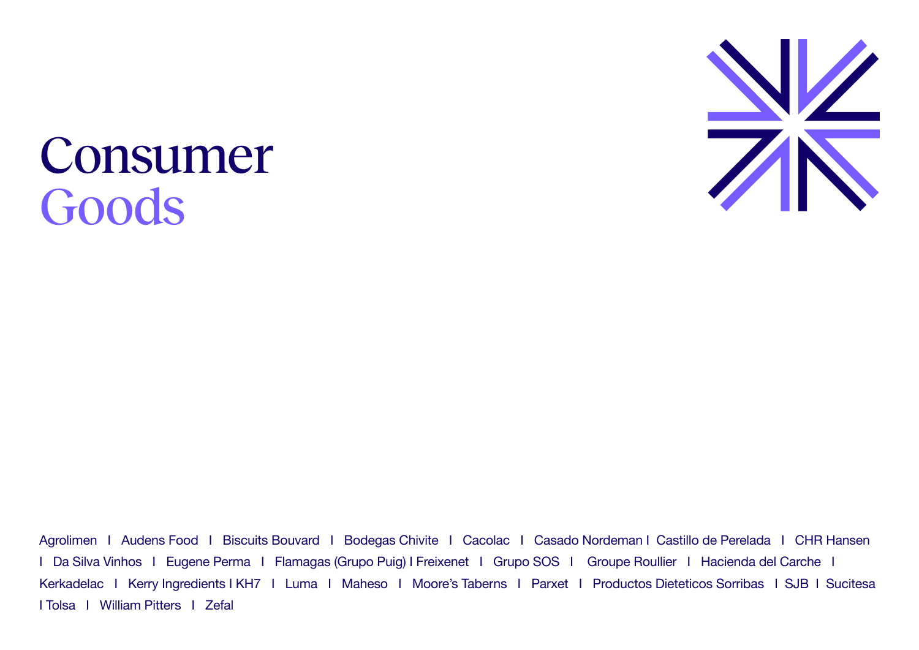# Consumer Goods

Agrolimen I Audens Food I Biscuits Bouvard I Bodegas Chivite I Cacolac I Casado Nordeman I Castillo de Perelada I CHR Hansen I Da Silva Vinhos I Eugene Perma I Flamagas (Grupo Puig) I Freixenet I Grupo SOS I Groupe Roullier I Hacienda del Carche I Kerkadelac I Kerry Ingredients I KH7 I Luma I Maheso I Moore's Taberns I Parxet I Productos Dieteticos Sorribas I SJB I Sucitesa I Tolsa I William Pitters I Zefal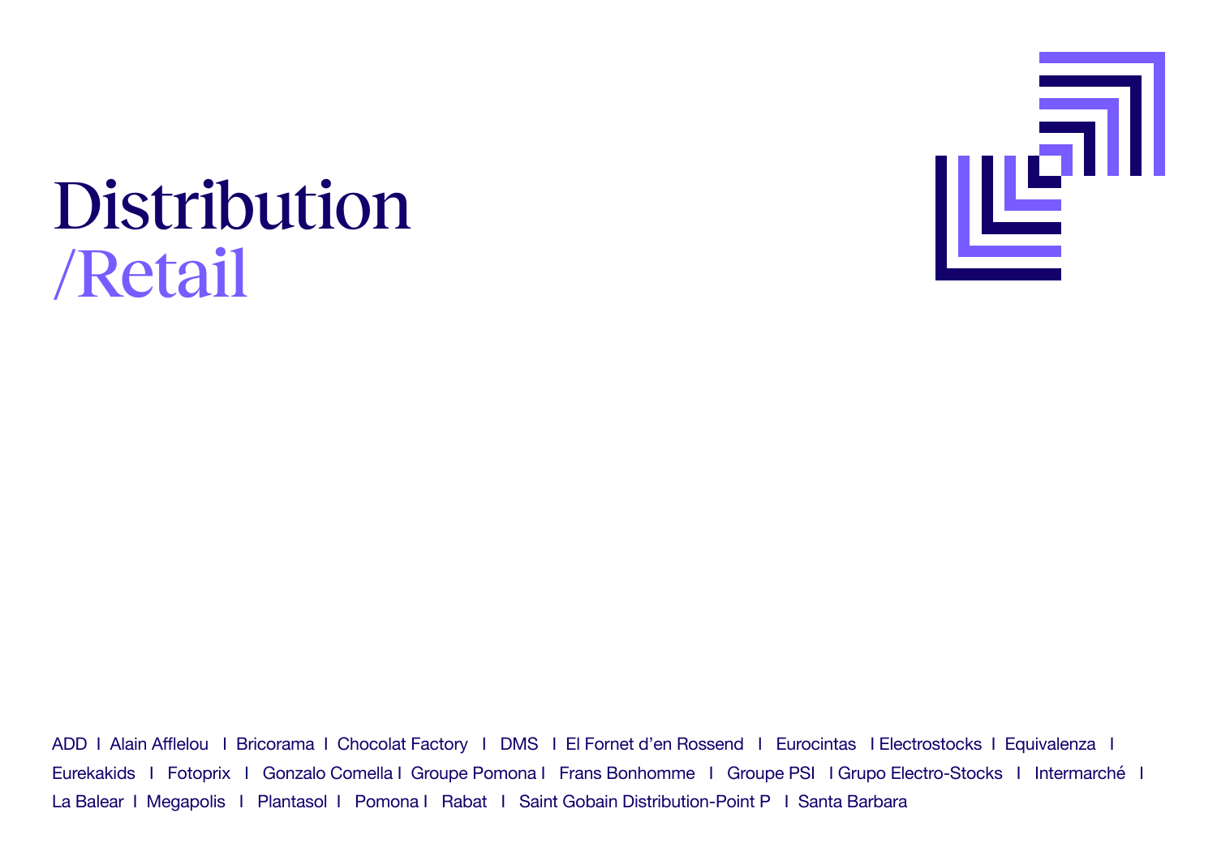# Distribution
# /Retail

ADD I Alain Afflelou I Bricorama I Chocolat Factory I DMS I El Fornet d'en Rossend I Eurocintas I Electrostocks I Equivalenza I Eurekakids I Fotoprix I Gonzalo Comella I Groupe Pomona I Frans Bonhomme I Groupe PSI I Grupo Electro-Stocks I Intermarché I La Balear I Megapolis I Plantasol I Pomona I Rabat I Saint Gobain Distribution-Point P I Santa Barbara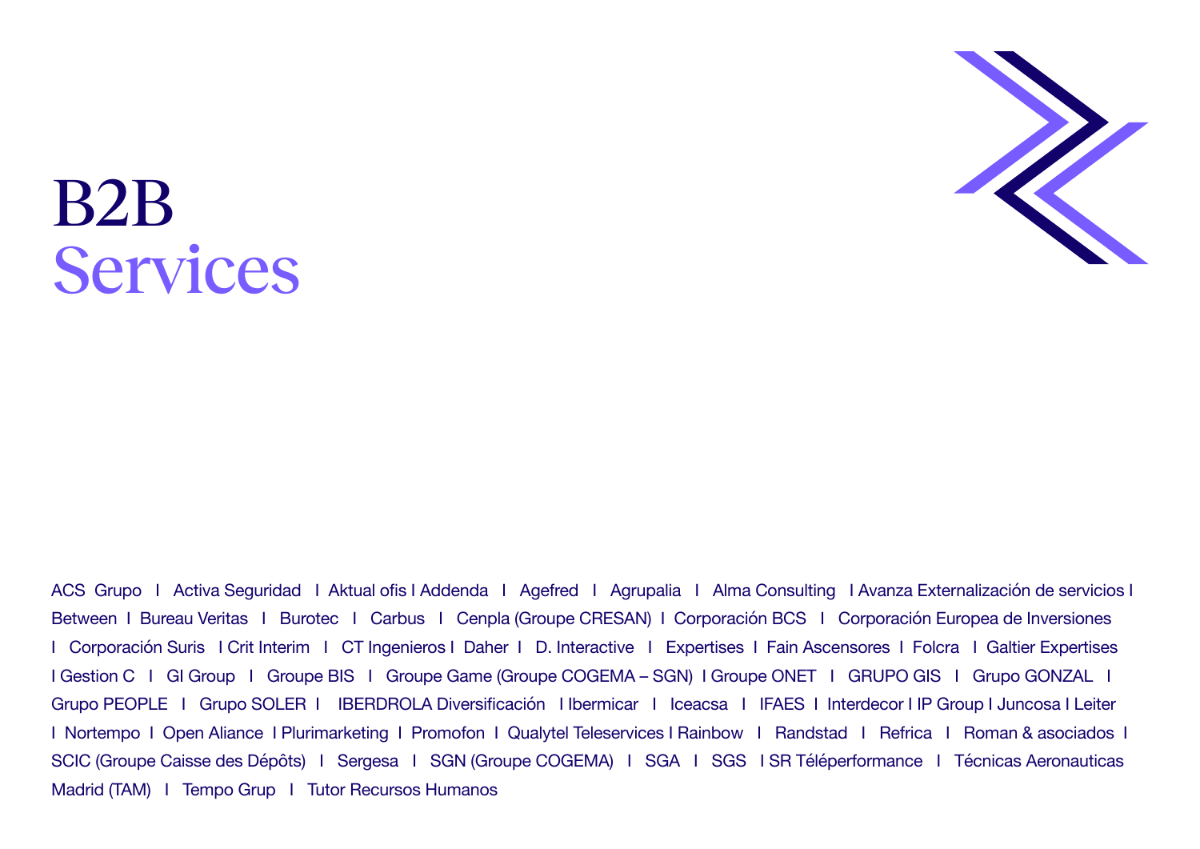# B2B
## Services

ACS Grupo I Activa Seguridad I Aktual ofis I Addenda I Agefred I Agrupalia I Alma Consulting I Avanza Externalización de servicios I Between I Bureau Veritas I Burotec I Carbus I Cenpla (Groupe CRESAN) I Corporación BCS I Corporación Europea de Inversiones I Corporación Suris I Crit Interim I CT Ingenieros I Daher I D. Interactive I Expertises I Fain Ascensores I Folcra I Galtier Expertises I Gestion C I GI Group I Groupe BIS I Groupe Game (Groupe COGEMA – SGN) I Groupe ONET I GRUPO GIS I Grupo GONZAL I Grupo PEOPLE I Grupo SOLER I IBERDROLA Diversificación I Ibermicar I Iceacsa I IFAES I Interdecor I IP Group I Juncosa I Leiter I Nortempo I Open Aliance I Plurimarketing I Promofon I Qualytel Teleservices I Rainbow I Randstad I Refrica I Roman & asociados I SCIC (Groupe Caisse des Dépôts) I Sergesa I SGN (Groupe COGEMA) I SGA I SGS I SR Téléperformance I Técnicas Aeronauticas Madrid (TAM) I Tempo Grup I Tutor Recursos Humanos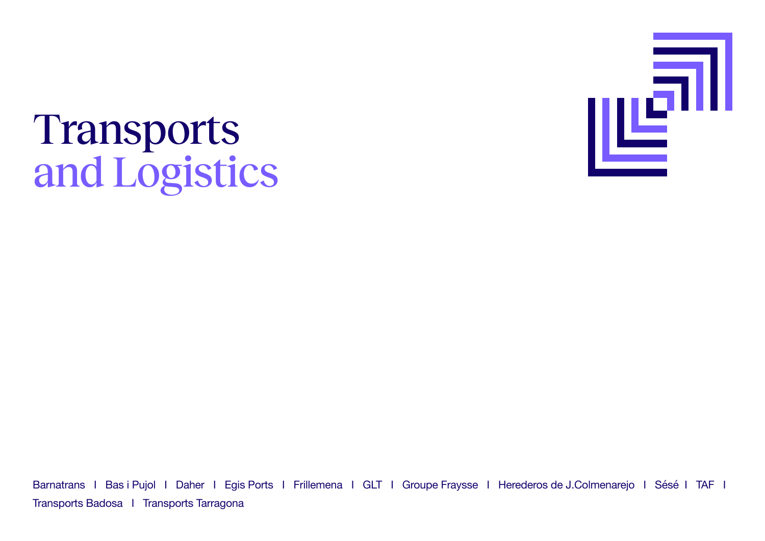# Transports
# and Logistics

Barnatrans I Bas i Pujol I Daher I Egis Ports I Frillemena I GLT I Groupe Fraysse I Herederos de J.Colmenarejo I Sésé I TAF I Transports Badosa I Transports Tarragona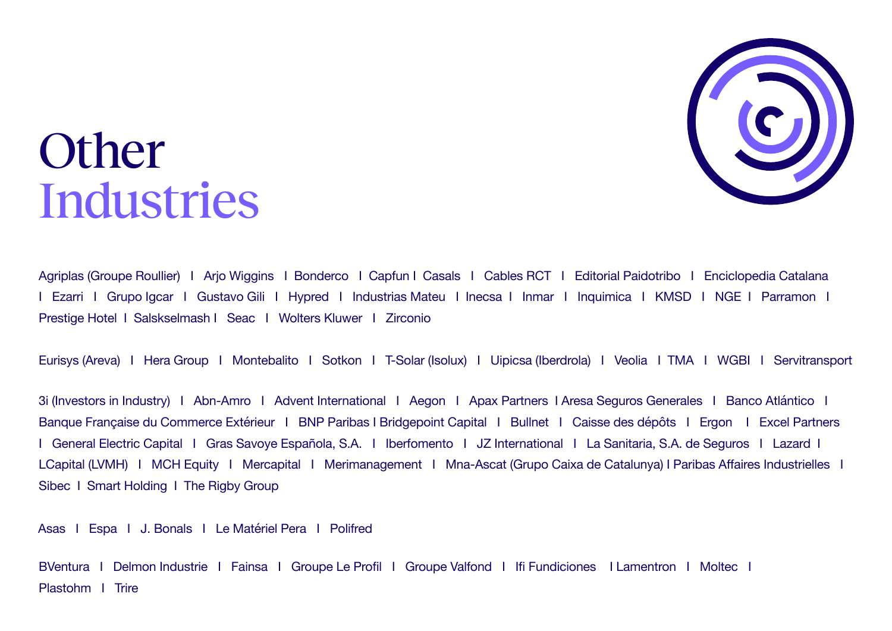# Other Industries

Agriplas (Groupe Roullier) I Arjo Wiggins I Bonderco I Capfun I Casals I Cables RCT I Editorial Paidotribo I Enciclopedia Catalana I Ezarri I Grupo Igcar I Gustavo Gili I Hypred I Industrias Mateu I Inecsa I Inmar I Inquimica I KMSD I NGE I Parramon I Prestige Hotel I Salskselmash I Seac I Wolters Kluwer I Zirconio

Eurisys (Areva) I Hera Group I Montebalito I Sotkon I T-Solar (Isolux) I Uipicsa (Iberdrola) I Veolia I TMA I WGBI I Servitransport

3i (Investors in Industry) I Abn-Amro I Advent International I Aegon I Apax Partners I Aresa Seguros Generales I Banco Atlántico I Banque Française du Commerce Extérieur I BNP Paribas I Bridgepoint Capital I Bullnet I Caisse des dépôts I Ergon I Excel Partners I General Electric Capital I Gras Savoye Española, S.A. I Iberfomento I JZ International I La Sanitaria, S.A. de Seguros I Lazard I LCapital (LVMH) I MCH Equity I Mercapital I Merimanagement I Mna-Ascat (Grupo Caixa de Catalunya) I Paribas Affaires Industrielles I Sibec I Smart Holding I The Rigby Group

Asas I Espa I J. Bonals I Le Matériel Pera I Polifred

BVentura I Delmon Industrie I Fainsa I Groupe Le Profil I Groupe Valfond I Ifi Fundiciones I Lamentron I Moltec I Plastohm I Trire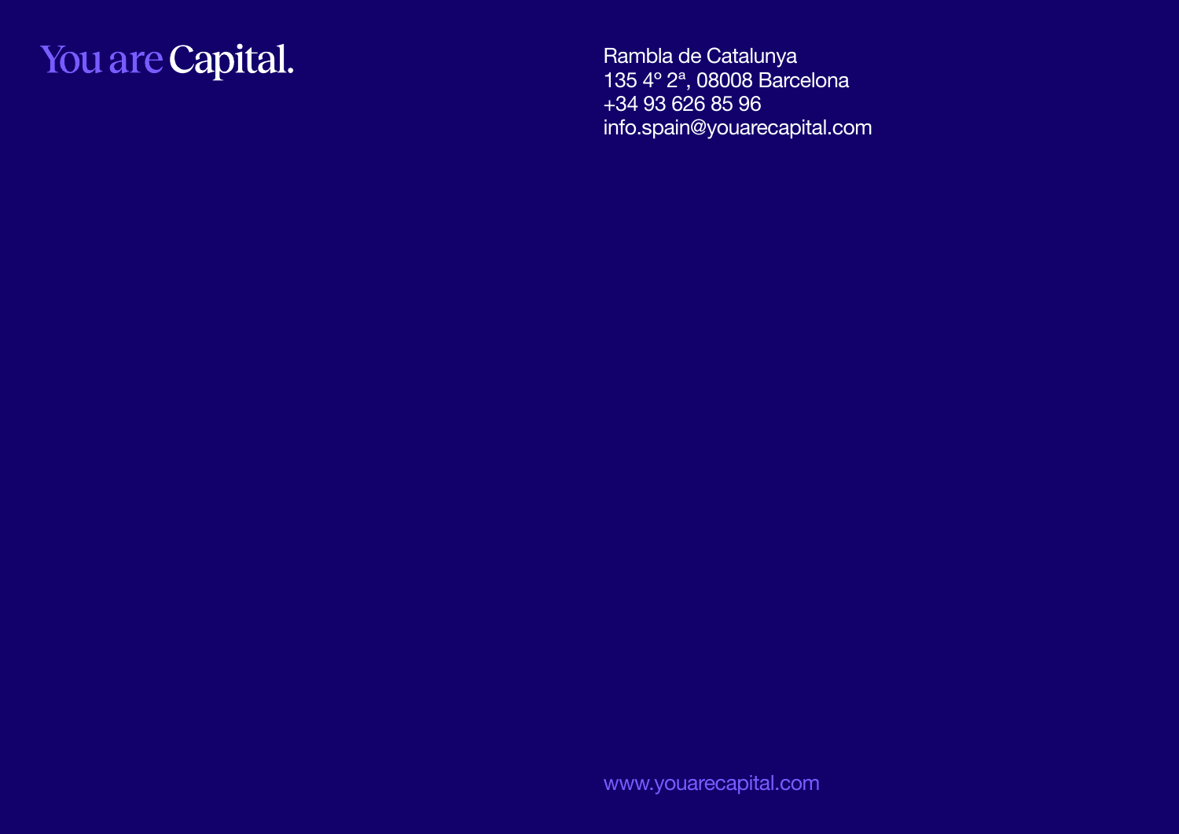You are Capital.

Rambla de Catalunya
135 4º 2ª, 08008 Barcelona
+34 93 626 85 96
info.spain@youarecapital.com

www.youarecapital.com